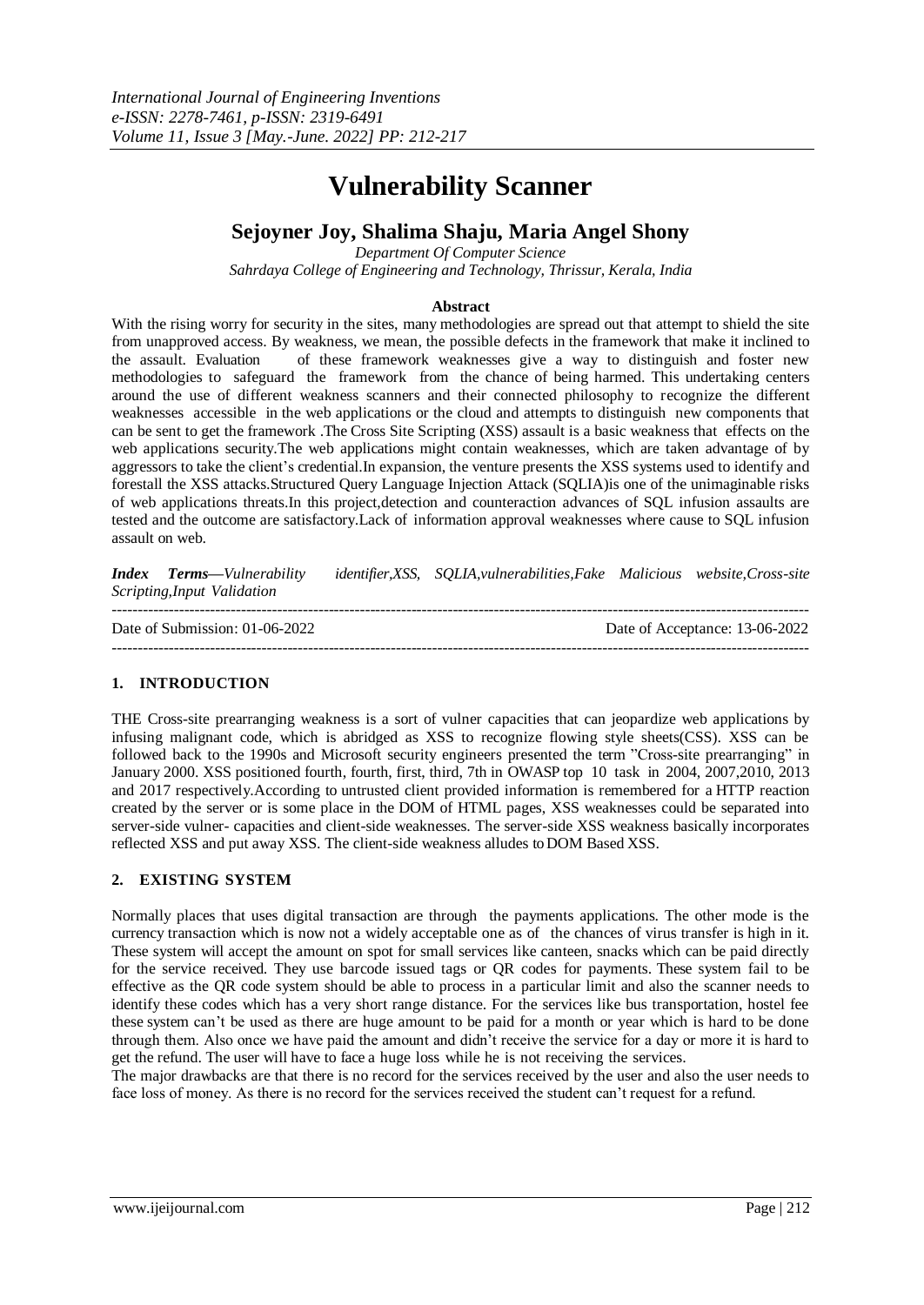# Vulnerability Scanner

## Sejoyner Joy, Shalima Shaju, Maria Angel Shony

*Department Of Computer Science*
*Sahrdaya College of Engineering and Technology, Thrissur, Kerala, India*

**Abstract**

With the rising worry for security in the sites, many methodologies are spread out that attempt to shield the site from unapproved access. By weakness, we mean, the possible defects in the framework that make it inclined to the assault. Evaluation of these framework weaknesses give a way to distinguish and foster new methodologies to safeguard the framework from the chance of being harmed. This undertaking centers around the use of different weakness scanners and their connected philosophy to recognize the different weaknesses accessible in the web applications or the cloud and attempts to distinguish new components that can be sent to get the framework .The Cross Site Scripting (XSS) assault is a basic weakness that effects on the web applications security.The web applications might contain weaknesses, which are taken advantage of by aggressors to take the client's credential.In expansion, the venture presents the XSS systems used to identify and forestall the XSS attacks.Structured Query Language Injection Attack (SQLIA)is one of the unimaginable risks of web applications threats.In this project,detection and counteraction advances of SQL infusion assaults are tested and the outcome are satisfactory.Lack of information approval weaknesses where cause to SQL infusion assault on web.

***Index Terms*—*Vulnerability identifier,XSS, SQLIA,vulnerabilities,Fake Malicious website,Cross-site Scripting,Input Validation***

---

Date of Submission: 01-06-2022 | Date of Acceptance: 13-06-2022

---

## 1. INTRODUCTION

THE Cross-site prearranging weakness is a sort of vulner capacities that can jeopardize web applications by infusing malignant code, which is abridged as XSS to recognize flowing style sheets(CSS). XSS can be followed back to the 1990s and Microsoft security engineers presented the term "Cross-site prearranging" in January 2000. XSS positioned fourth, fourth, first, third, 7th in OWASP top 10 task in 2004, 2007,2010, 2013 and 2017 respectively.According to untrusted client provided information is remembered for a HTTP reaction created by the server or is some place in the DOM of HTML pages, XSS weaknesses could be separated into server-side vulner- capacities and client-side weaknesses. The server-side XSS weakness basically incorporates reflected XSS and put away XSS. The client-side weakness alludes to DOM Based XSS.

## 2. EXISTING SYSTEM

Normally places that uses digital transaction are through the payments applications. The other mode is the currency transaction which is now not a widely acceptable one as of the chances of virus transfer is high in it. These system will accept the amount on spot for small services like canteen, snacks which can be paid directly for the service received. They use barcode issued tags or QR codes for payments. These system fail to be effective as the QR code system should be able to process in a particular limit and also the scanner needs to identify these codes which has a very short range distance. For the services like bus transportation, hostel fee these system can't be used as there are huge amount to be paid for a month or year which is hard to be done through them. Also once we have paid the amount and didn't receive the service for a day or more it is hard to get the refund. The user will have to face a huge loss while he is not receiving the services.

The major drawbacks are that there is no record for the services received by the user and also the user needs to face loss of money. As there is no record for the services received the student can't request for a refund.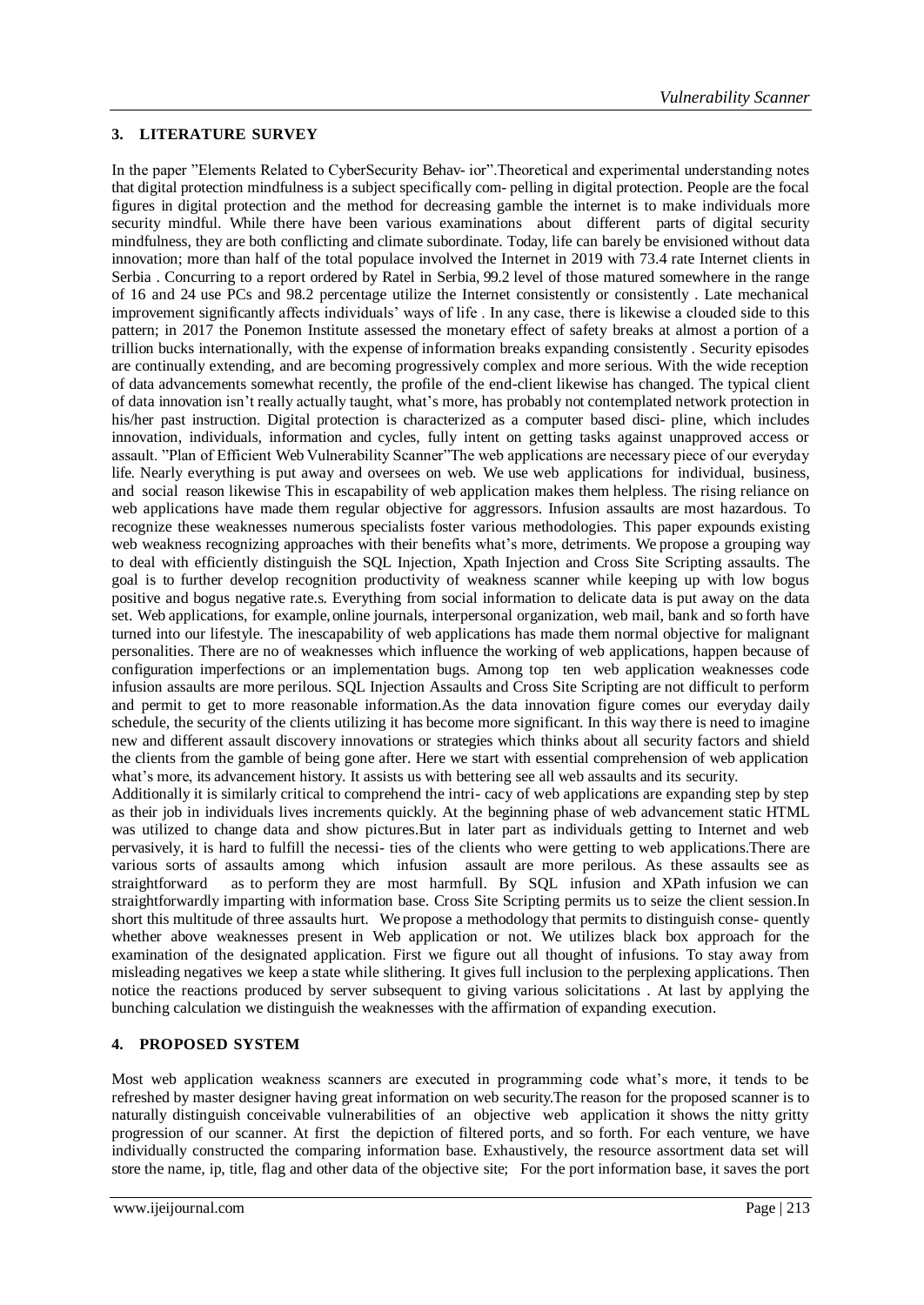## 3. LITERATURE SURVEY

In the paper "Elements Related to CyberSecurity Behav- ior".Theoretical and experimental understanding notes that digital protection mindfulness is a subject specifically com- pelling in digital protection. People are the focal figures in digital protection and the method for decreasing gamble the internet is to make individuals more security mindful. While there have been various examinations about different parts of digital security mindfulness, they are both conflicting and climate subordinate. Today, life can barely be envisioned without data innovation; more than half of the total populace involved the Internet in 2019 with 73.4 rate Internet clients in Serbia . Concurring to a report ordered by Ratel in Serbia, 99.2 level of those matured somewhere in the range of 16 and 24 use PCs and 98.2 percentage utilize the Internet consistently or consistently . Late mechanical improvement significantly affects individuals' ways of life . In any case, there is likewise a clouded side to this pattern; in 2017 the Ponemon Institute assessed the monetary effect of safety breaks at almost a portion of a trillion bucks internationally, with the expense of information breaks expanding consistently . Security episodes are continually extending, and are becoming progressively complex and more serious. With the wide reception of data advancements somewhat recently, the profile of the end-client likewise has changed. The typical client of data innovation isn't really actually taught, what's more, has probably not contemplated network protection in his/her past instruction. Digital protection is characterized as a computer based disci- pline, which includes innovation, individuals, information and cycles, fully intent on getting tasks against unapproved access or assault. "Plan of Efficient Web Vulnerability Scanner"The web applications are necessary piece of our everyday life. Nearly everything is put away and oversees on web. We use web applications for individual, business, and social reason likewise This in escapability of web application makes them helpless. The rising reliance on web applications have made them regular objective for aggressors. Infusion assaults are most hazardous. To recognize these weaknesses numerous specialists foster various methodologies. This paper expounds existing web weakness recognizing approaches with their benefits what's more, detriments. We propose a grouping way to deal with efficiently distinguish the SQL Injection, Xpath Injection and Cross Site Scripting assaults. The goal is to further develop recognition productivity of weakness scanner while keeping up with low bogus positive and bogus negative rate.s. Everything from social information to delicate data is put away on the data set. Web applications, for example, online journals, interpersonal organization, web mail, bank and so forth have turned into our lifestyle. The inescapability of web applications has made them normal objective for malignant personalities. There are no of weaknesses which influence the working of web applications, happen because of configuration imperfections or an implementation bugs. Among top ten web application weaknesses code infusion assaults are more perilous. SQL Injection Assaults and Cross Site Scripting are not difficult to perform and permit to get to more reasonable information.As the data innovation figure comes our everyday daily schedule, the security of the clients utilizing it has become more significant. In this way there is need to imagine new and different assault discovery innovations or strategies which thinks about all security factors and shield the clients from the gamble of being gone after. Here we start with essential comprehension of web application what's more, its advancement history. It assists us with bettering see all web assaults and its security.

Additionally it is similarly critical to comprehend the intri- cacy of web applications are expanding step by step as their job in individuals lives increments quickly. At the beginning phase of web advancement static HTML was utilized to change data and show pictures.But in later part as individuals getting to Internet and web pervasively, it is hard to fulfill the necessi- ties of the clients who were getting to web applications.There are various sorts of assaults among which infusion assault are more perilous. As these assaults see as straightforward as to perform they are most harmfull. By SQL infusion and XPath infusion we can straightforwardly imparting with information base. Cross Site Scripting permits us to seize the client session.In short this multitude of three assaults hurt. We propose a methodology that permits to distinguish conse- quently whether above weaknesses present in Web application or not. We utilizes black box approach for the examination of the designated application. First we figure out all thought of infusions. To stay away from misleading negatives we keep a state while slithering. It gives full inclusion to the perplexing applications. Then notice the reactions produced by server subsequent to giving various solicitations . At last by applying the bunching calculation we distinguish the weaknesses with the affirmation of expanding execution.

## 4. PROPOSED SYSTEM

Most web application weakness scanners are executed in programming code what's more, it tends to be refreshed by master designer having great information on web security.The reason for the proposed scanner is to naturally distinguish conceivable vulnerabilities of an objective web application it shows the nitty gritty progression of our scanner. At first the depiction of filtered ports, and so forth. For each venture, we have individually constructed the comparing information base. Exhaustively, the resource assortment data set will store the name, ip, title, flag and other data of the objective site; For the port information base, it saves the port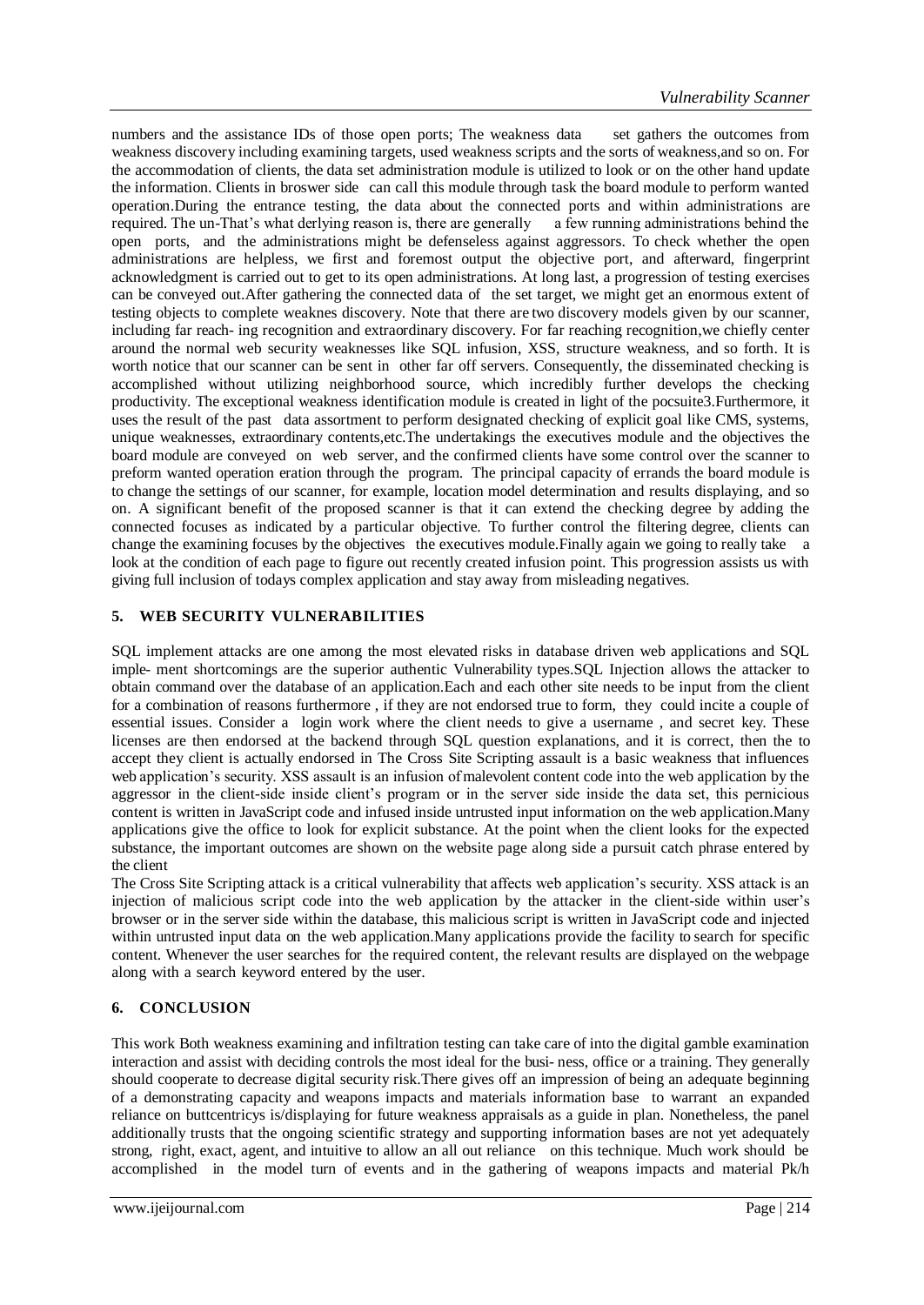numbers and the assistance IDs of those open ports; The weakness data set gathers the outcomes from weakness discovery including examining targets, used weakness scripts and the sorts of weakness,and so on. For the accommodation of clients, the data set administration module is utilized to look or on the other hand update the information. Clients in broswer side can call this module through task the board module to perform wanted operation.During the entrance testing, the data about the connected ports and within administrations are required. The un-That's what derlying reason is, there are generally a few running administrations behind the open ports, and the administrations might be defenseless against aggressors. To check whether the open administrations are helpless, we first and foremost output the objective port, and afterward, fingerprint acknowledgment is carried out to get to its open administrations. At long last, a progression of testing exercises can be conveyed out.After gathering the connected data of the set target, we might get an enormous extent of testing objects to complete weaknes discovery. Note that there are two discovery models given by our scanner, including far reach- ing recognition and extraordinary discovery. For far reaching recognition,we chiefly center around the normal web security weaknesses like SQL infusion, XSS, structure weakness, and so forth. It is worth notice that our scanner can be sent in other far off servers. Consequently, the disseminated checking is accomplished without utilizing neighborhood source, which incredibly further develops the checking productivity. The exceptional weakness identification module is created in light of the pocsuite3.Furthermore, it uses the result of the past data assortment to perform designated checking of explicit goal like CMS, systems, unique weaknesses, extraordinary contents,etc.The undertakings the executives module and the objectives the board module are conveyed on web server, and the confirmed clients have some control over the scanner to preform wanted operation eration through the program. The principal capacity of errands the board module is to change the settings of our scanner, for example, location model determination and results displaying, and so on. A significant benefit of the proposed scanner is that it can extend the checking degree by adding the connected focuses as indicated by a particular objective. To further control the filtering degree, clients can change the examining focuses by the objectives the executives module.Finally again we going to really take a look at the condition of each page to figure out recently created infusion point. This progression assists us with giving full inclusion of todays complex application and stay away from misleading negatives.

## 5. WEB SECURITY VULNERABILITIES

SQL implement attacks are one among the most elevated risks in database driven web applications and SQL imple- ment shortcomings are the superior authentic Vulnerability types.SQL Injection allows the attacker to obtain command over the database of an application.Each and each other site needs to be input from the client for a combination of reasons furthermore , if they are not endorsed true to form, they could incite a couple of essential issues. Consider a login work where the client needs to give a username , and secret key. These licenses are then endorsed at the backend through SQL question explanations, and it is correct, then the to accept they client is actually endorsed in The Cross Site Scripting assault is a basic weakness that influences web application's security. XSS assault is an infusion of malevolent content code into the web application by the aggressor in the client-side inside client's program or in the server side inside the data set, this pernicious content is written in JavaScript code and infused inside untrusted input information on the web application.Many applications give the office to look for explicit substance. At the point when the client looks for the expected substance, the important outcomes are shown on the website page along side a pursuit catch phrase entered by the client

The Cross Site Scripting attack is a critical vulnerability that affects web application's security. XSS attack is an injection of malicious script code into the web application by the attacker in the client-side within user's browser or in the server side within the database, this malicious script is written in JavaScript code and injected within untrusted input data on the web application.Many applications provide the facility to search for specific content. Whenever the user searches for the required content, the relevant results are displayed on the webpage along with a search keyword entered by the user.

## 6. CONCLUSION

This work Both weakness examining and infiltration testing can take care of into the digital gamble examination interaction and assist with deciding controls the most ideal for the busi- ness, office or a training. They generally should cooperate to decrease digital security risk.There gives off an impression of being an adequate beginning of a demonstrating capacity and weapons impacts and materials information base to warrant an expanded reliance on buttcentricys is/displaying for future weakness appraisals as a guide in plan. Nonetheless, the panel additionally trusts that the ongoing scientific strategy and supporting information bases are not yet adequately strong, right, exact, agent, and intuitive to allow an all out reliance on this technique. Much work should be accomplished in the model turn of events and in the gathering of weapons impacts and material Pk/h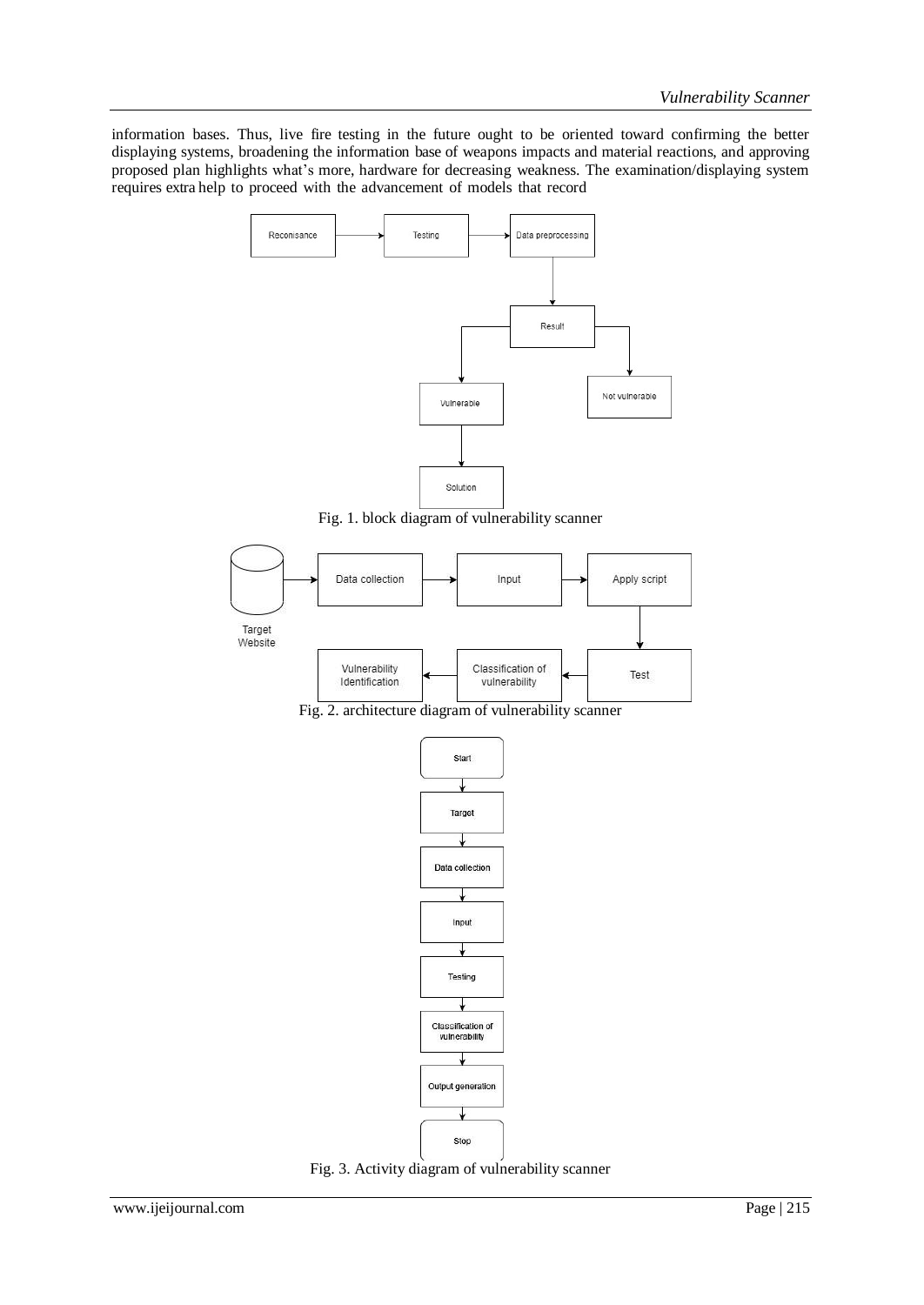information bases. Thus, live fire testing in the future ought to be oriented toward confirming the better displaying systems, broadening the information base of weapons impacts and material reactions, and approving proposed plan highlights what's more, hardware for decreasing weakness. The examination/displaying system requires extra help to proceed with the advancement of models that record

Fig. 1. block diagram of vulnerability scanner

Fig. 2. architecture diagram of vulnerability scanner

Fig. 3. Activity diagram of vulnerability scanner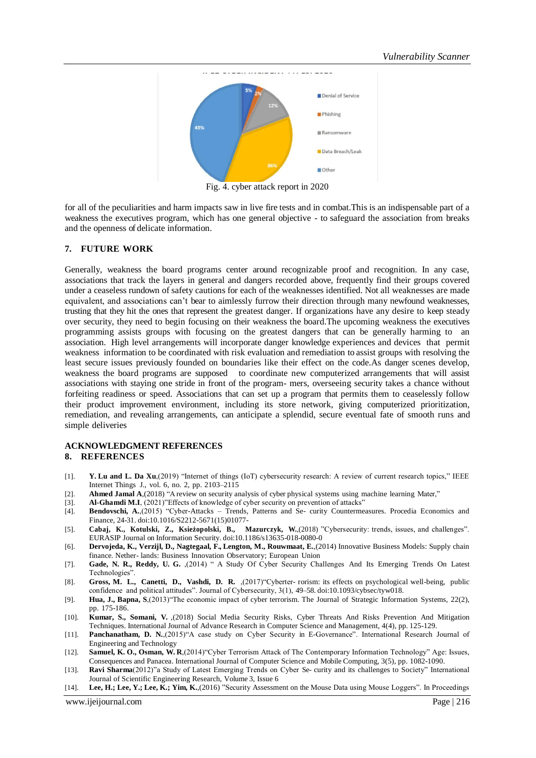Fig. 4. cyber attack report in 2020

for all of the peculiarities and harm impacts saw in live fire tests and in combat.This is an indispensable part of a weakness the executives program, which has one general objective - to safeguard the association from breaks and the openness of delicate information.

## 7. FUTURE WORK

Generally, weakness the board programs center around recognizable proof and recognition. In any case, associations that track the layers in general and dangers recorded above, frequently find their groups covered under a ceaseless rundown of safety cautions for each of the weaknesses identified. Not all weaknesses are made equivalent, and associations can't bear to aimlessly furrow their direction through many newfound weaknesses, trusting that they hit the ones that represent the greatest danger. If organizations have any desire to keep steady over security, they need to begin focusing on their weakness the board.The upcoming weakness the executives programming assists groups with focusing on the greatest dangers that can be generally harming to an association. High level arrangements will incorporate danger knowledge experiences and devices that permit weakness information to be coordinated with risk evaluation and remediation to assist groups with resolving the least secure issues previously founded on boundaries like their effect on the code.As danger scenes develop, weakness the board programs are supposed to coordinate new computerized arrangements that will assist associations with staying one stride in front of the program- mers, overseeing security takes a chance without forfeiting readiness or speed. Associations that can set up a program that permits them to ceaselessly follow their product improvement environment, including its store network, giving computerized prioritization, remediation, and revealing arrangements, can anticipate a splendid, secure eventual fate of smooth runs and simple deliveries

## ACKNOWLEDGMENT REFERENCES

## 8. REFERENCES

[1]. **Y. Lu and L. Da Xu**,(2019) "Internet of things (IoT) cybersecurity research: A review of current research topics," IEEE Internet Things J., vol. 6, no. 2, pp. 2103–2115

[2]. **Ahmed Jamal A**,(2018) "A review on security analysis of cyber physical systems using machine learning Mater,"

[3]. **Al-Ghamdi M.I**, (2021)"Effects of knowledge of cyber security on prevention of attacks"

[4]. **Bendovschi, A.**,(2015) "Cyber-Attacks – Trends, Patterns and Se- curity Countermeasures. Procedia Economics and Finance, 24-31. doi:10.1016/S2212-5671(15)01077-

[5]. **Cabaj, K., Kotulski, Z., Księżopolski, B., Mazurczyk, W.**,(2018) "Cybersecurity: trends, issues, and challenges". EURASIP Journal on Information Security. doi:10.1186/s13635-018-0080-0

[6]. **Dervojeda, K., Verzijl, D., Nagtegaal, F., Lengton, M., Rouwmaat, E.**,(2014) Innovative Business Models: Supply chain finance. Nether- lands: Business Innovation Observatory; European Union

[7]. **Gade, N. R., Reddy, U. G.** ,(2014) " A Study Of Cyber Security Challenges And Its Emerging Trends On Latest Technologies".

[8]. **Gross, M. L., Canetti, D., Vashdi, D. R.** ,(2017)"Cyberter- rorism: its effects on psychological well-being, public confidence and political attitudes". Journal of Cybersecurity, 3(1), 49–58. doi:10.1093/cybsec/tyw018.

[9]. **Hua, J., Bapna, S**,(2013)"The economic impact of cyber terrorism. The Journal of Strategic Information Systems, 22(2), pp. 175-186.

[10]. **Kumar, S., Somani, V.** ,(2018) Social Media Security Risks, Cyber Threats And Risks Prevention And Mitigation Techniques. International Journal of Advance Research in Computer Science and Management, 4(4), pp. 125-129.

[11]. **Panchanatham, D. N.**,(2015)"A case study on Cyber Security in E-Governance". International Research Journal of Engineering and Technology

[12]. **Samuel, K. O., Osman, W. R**,(2014)"Cyber Terrorism Attack of The Contemporary Information Technology" Age: Issues, Consequences and Panacea. International Journal of Computer Science and Mobile Computing, 3(5), pp. 1082-1090.

[13]. **Ravi Sharma**(2012)"a Study of Latest Emerging Trends on Cyber Se- curity and its challenges to Society" International Journal of Scientific Engineering Research, Volume 3, Issue 6

[14]. **Lee, H.; Lee, Y.; Lee, K.; Yim, K.**,(2016) "Security Assessment on the Mouse Data using Mouse Loggers". In Proceedings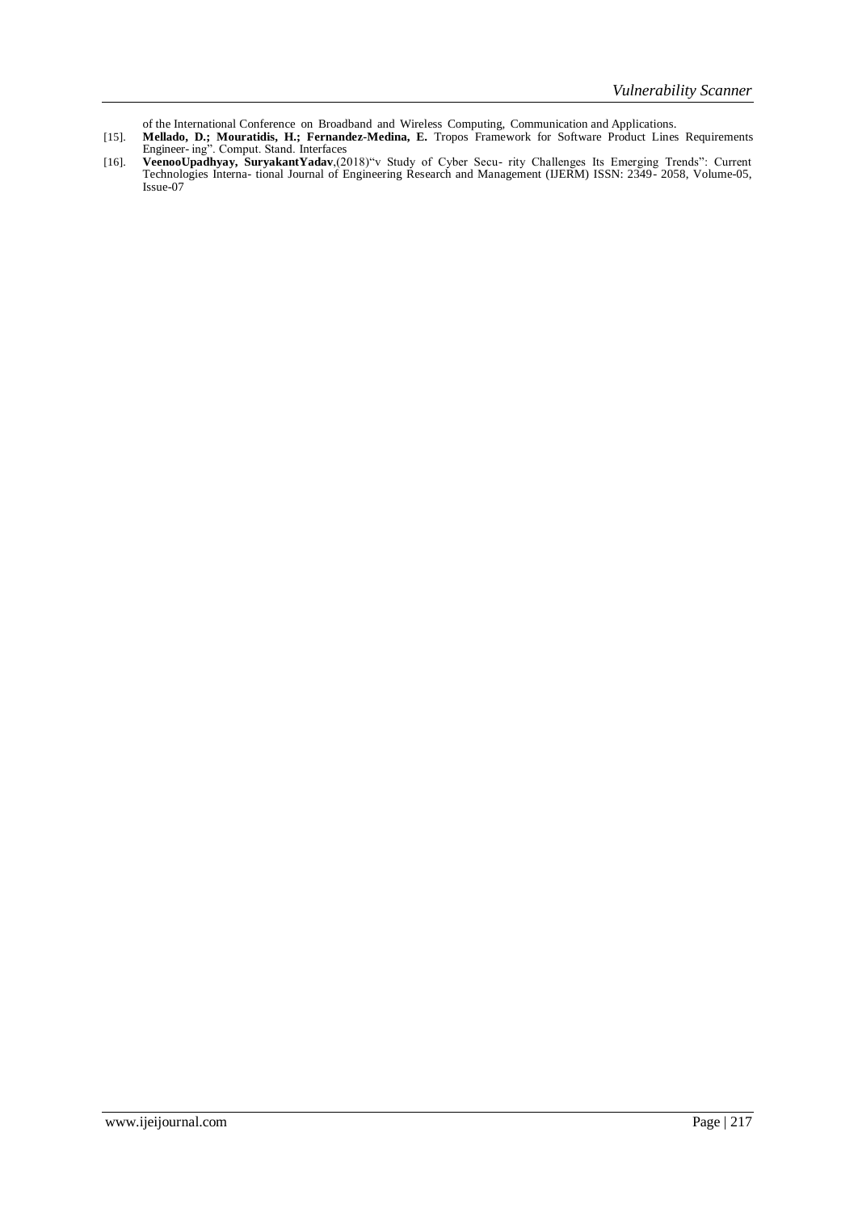of the International Conference on Broadband and Wireless Computing, Communication and Applications.

[15]. **Mellado, D.; Mouratidis, H.; Fernandez-Medina, E.** Tropos Framework for Software Product Lines Requirements Engineer- ing". Comput. Stand. Interfaces

[16]. **VeenooUpadhyay, SuryakantYadav**,(2018)"v Study of Cyber Secu- rity Challenges Its Emerging Trends": Current Technologies Interna- tional Journal of Engineering Research and Management (IJERM) ISSN: 2349- 2058, Volume-05, Issue-07